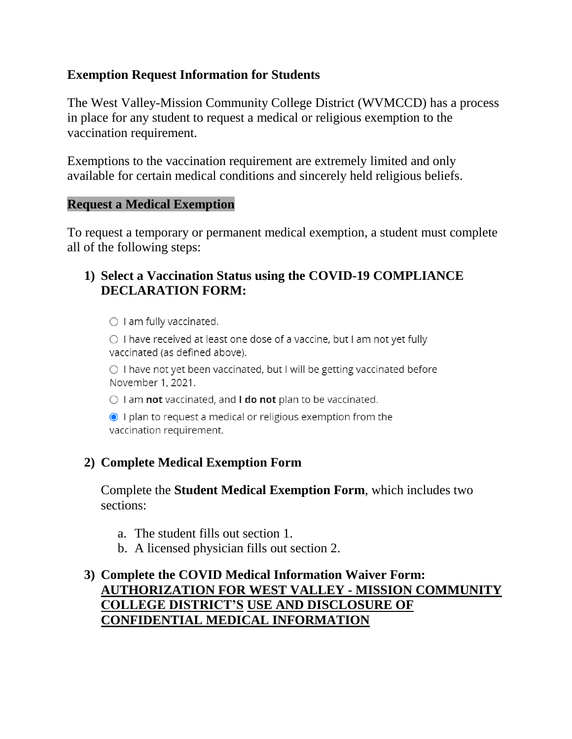## Exemption Request Information for Students

The West Valley-Mission Community College District (WVMCCD) has a process in place for any student to request a medical or religious exemption to the vaccination requirement.

Exemptions to the vaccination requirement are extremely limited and only available for certain medical conditions and sincerely held religious beliefs.

### Request a Medical Exemption

To request a temporary or permanent medical exemption, a student must complete all of the following steps:

**1) Select a Vaccination Status using the COVID-19 COMPLIANCE DECLARATION FORM:**

- ○ I am fully vaccinated.
- ○ I have received at least one dose of a vaccine, but I am not yet fully vaccinated (as defined above).
- ○ I have not yet been vaccinated, but I will be getting vaccinated before November 1, 2021.
- ○ I am **not** vaccinated, and **I do not** plan to be vaccinated.
- ◉ I plan to request a medical or religious exemption from the vaccination requirement.

**2) Complete Medical Exemption Form**

Complete the **Student Medical Exemption Form**, which includes two sections:

a. The student fills out section 1.
b. A licensed physician fills out section 2.

**3) Complete the COVID Medical Information Waiver Form: AUTHORIZATION FOR WEST VALLEY - MISSION COMMUNITY COLLEGE DISTRICT'S USE AND DISCLOSURE OF CONFIDENTIAL MEDICAL INFORMATION**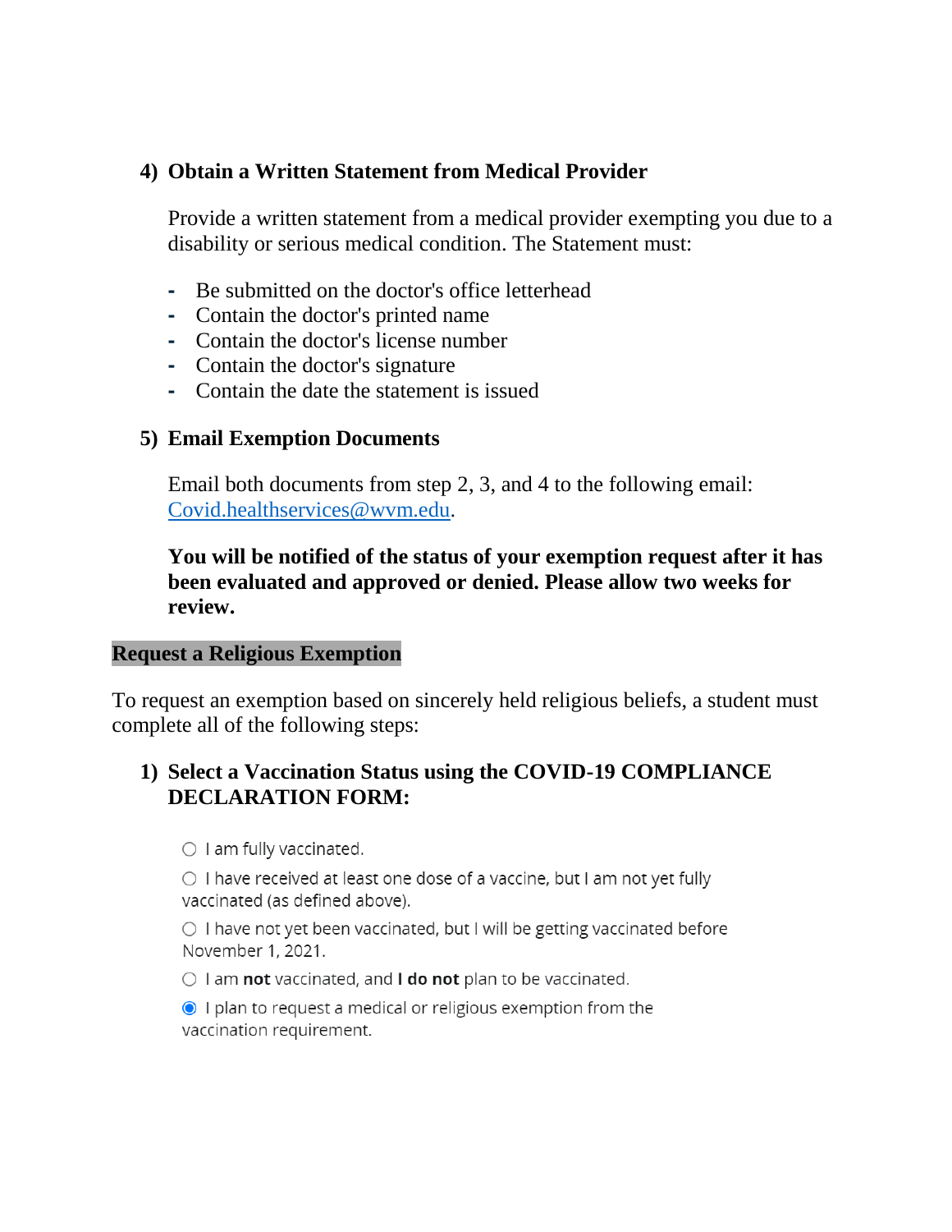### 4) Obtain a Written Statement from Medical Provider

Provide a written statement from a medical provider exempting you due to a disability or serious medical condition. The Statement must:

- Be submitted on the doctor's office letterhead
- Contain the doctor's printed name
- Contain the doctor's license number
- Contain the doctor's signature
- Contain the date the statement is issued

### 5) Email Exemption Documents

Email both documents from step 2, 3, and 4 to the following email: [Covid.healthservices@wvm.edu](mailto:Covid.healthservices@wvm.edu).

**You will be notified of the status of your exemption request after it has been evaluated and approved or denied. Please allow two weeks for review.**

## Request a Religious Exemption

To request an exemption based on sincerely held religious beliefs, a student must complete all of the following steps:

### 1) Select a Vaccination Status using the COVID-19 COMPLIANCE DECLARATION FORM:

- ○ I am fully vaccinated.
- ○ I have received at least one dose of a vaccine, but I am not yet fully vaccinated (as defined above).
- ○ I have not yet been vaccinated, but I will be getting vaccinated before November 1, 2021.
- ○ I am **not** vaccinated, and **I do not** plan to be vaccinated.
- ◉ I plan to request a medical or religious exemption from the vaccination requirement.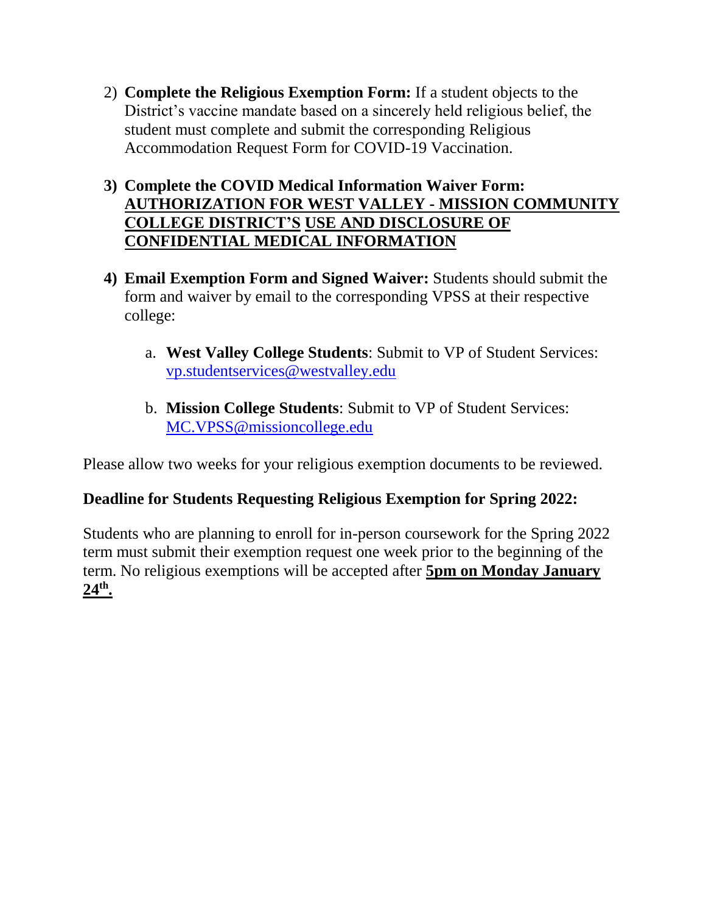2) **Complete the Religious Exemption Form:** If a student objects to the District's vaccine mandate based on a sincerely held religious belief, the student must complete and submit the corresponding Religious Accommodation Request Form for COVID-19 Vaccination.

3) **Complete the COVID Medical Information Waiver Form: AUTHORIZATION FOR WEST VALLEY - MISSION COMMUNITY COLLEGE DISTRICT'S USE AND DISCLOSURE OF CONFIDENTIAL MEDICAL INFORMATION**

4) **Email Exemption Form and Signed Waiver:** Students should submit the form and waiver by email to the corresponding VPSS at their respective college:

   a. **West Valley College Students**: Submit to VP of Student Services: vp.studentservices@westvalley.edu

   b. **Mission College Students**: Submit to VP of Student Services: MC.VPSS@missioncollege.edu

Please allow two weeks for your religious exemption documents to be reviewed.

**Deadline for Students Requesting Religious Exemption for Spring 2022:**

Students who are planning to enroll for in-person coursework for the Spring 2022 term must submit their exemption request one week prior to the beginning of the term. No religious exemptions will be accepted after **5pm on Monday January 24th.**